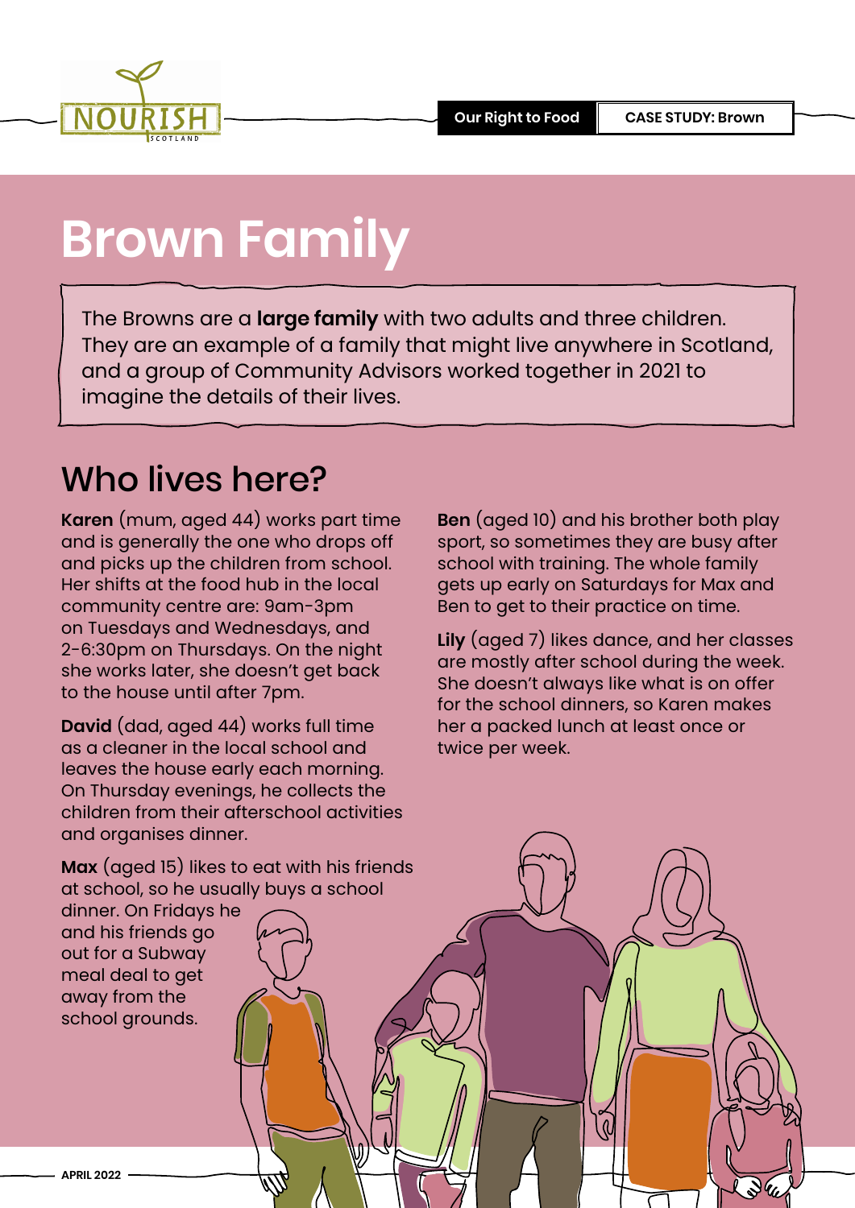# Brown Family

The Browns are a **large family** with two adults and three children. They are an example of a family that might live anywhere in Scotland, and a group of Community Advisors worked together in 2021 to imagine the details of their lives.

## Who lives here?

**Karen** (mum, aged 44) works part time and is generally the one who drops off and picks up the children from school. Her shifts at the food hub in the local community centre are: 9am-3pm on Tuesdays and Wednesdays, and 2-6:30pm on Thursdays. On the night she works later, she doesn't get back to the house until after 7pm.

**David** (dad, aged 44) works full time as a cleaner in the local school and leaves the house early each morning. On Thursday evenings, he collects the children from their afterschool activities and organises dinner.

**Max** (aged 15) likes to eat with his friends at school, so he usually buys a school dinner. On Fridays he and his friends go out for a Subway meal deal to get away from the school grounds.

**Ben** (aged 10) and his brother both play sport, so sometimes they are busy after school with training. The whole family gets up early on Saturdays for Max and Ben to get to their practice on time.

**Lily** (aged 7) likes dance, and her classes are mostly after school during the week. She doesn't always like what is on offer for the school dinners, so Karen makes her a packed lunch at least once or twice per week.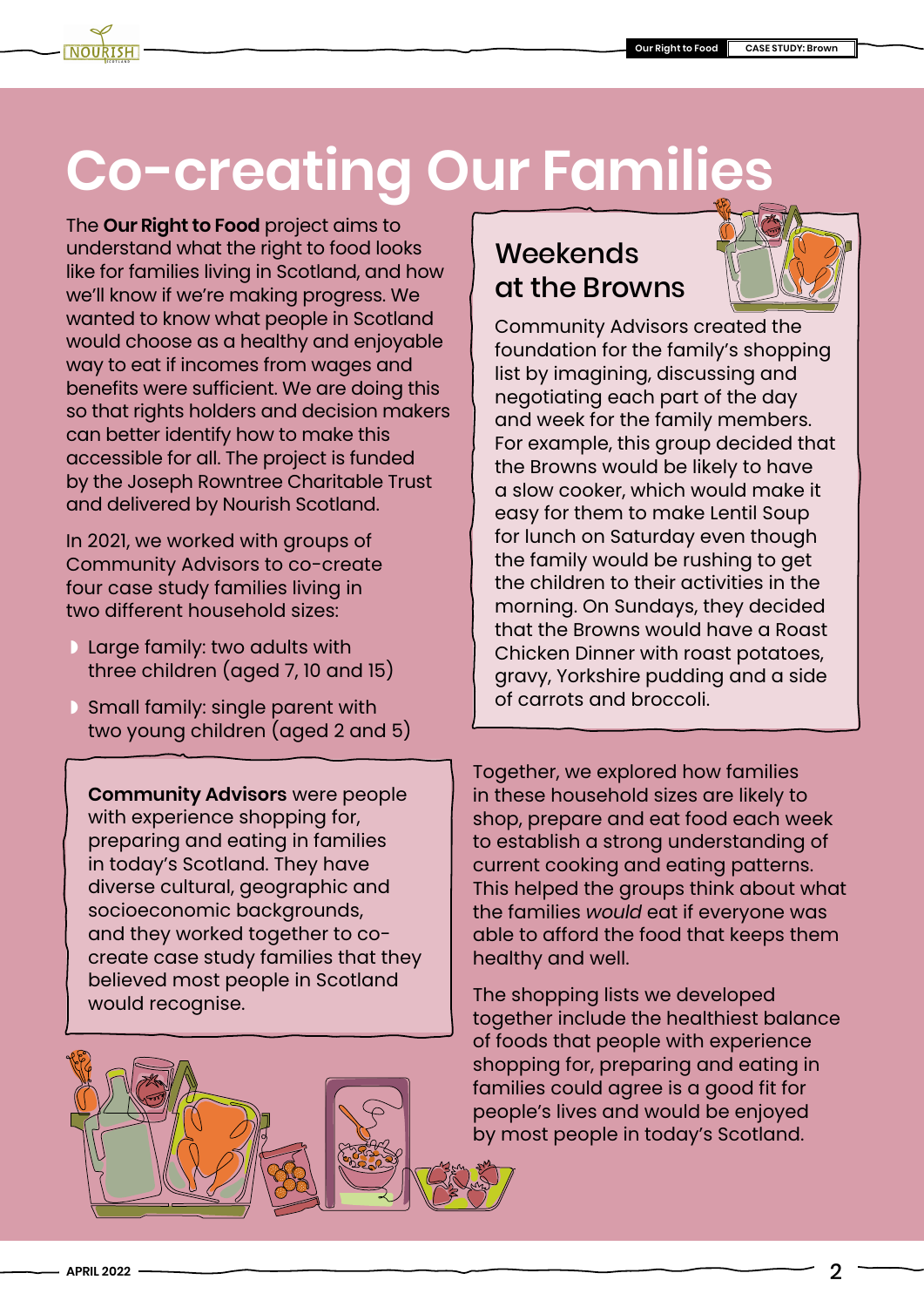# Co-creating Our Families

The **Our Right to Food** project aims to understand what the right to food looks like for families living in Scotland, and how we'll know if we're making progress. We wanted to know what people in Scotland would choose as a healthy and enjoyable way to eat if incomes from wages and benefits were sufficient. We are doing this so that rights holders and decision makers can better identify how to make this accessible for all. The project is funded by the Joseph Rowntree Charitable Trust and delivered by Nourish Scotland.

In 2021, we worked with groups of Community Advisors to co-create four case study families living in two different household sizes:

- Large family: two adults with three children (aged 7, 10 and 15)
- Small family: single parent with two young children (aged 2 and 5)

**Community Advisors** were people with experience shopping for, preparing and eating in families in today's Scotland. They have diverse cultural, geographic and socioeconomic backgrounds, and they worked together to co-create case study families that they believed most people in Scotland would recognise.

## Weekends at the Browns

Community Advisors created the foundation for the family's shopping list by imagining, discussing and negotiating each part of the day and week for the family members. For example, this group decided that the Browns would be likely to have a slow cooker, which would make it easy for them to make Lentil Soup for lunch on Saturday even though the family would be rushing to get the children to their activities in the morning. On Sundays, they decided that the Browns would have a Roast Chicken Dinner with roast potatoes, gravy, Yorkshire pudding and a side of carrots and broccoli.

Together, we explored how families in these household sizes are likely to shop, prepare and eat food each week to establish a strong understanding of current cooking and eating patterns. This helped the groups think about what the families *would* eat if everyone was able to afford the food that keeps them healthy and well.

The shopping lists we developed together include the healthiest balance of foods that people with experience shopping for, preparing and eating in families could agree is a good fit for people's lives and would be enjoyed by most people in today's Scotland.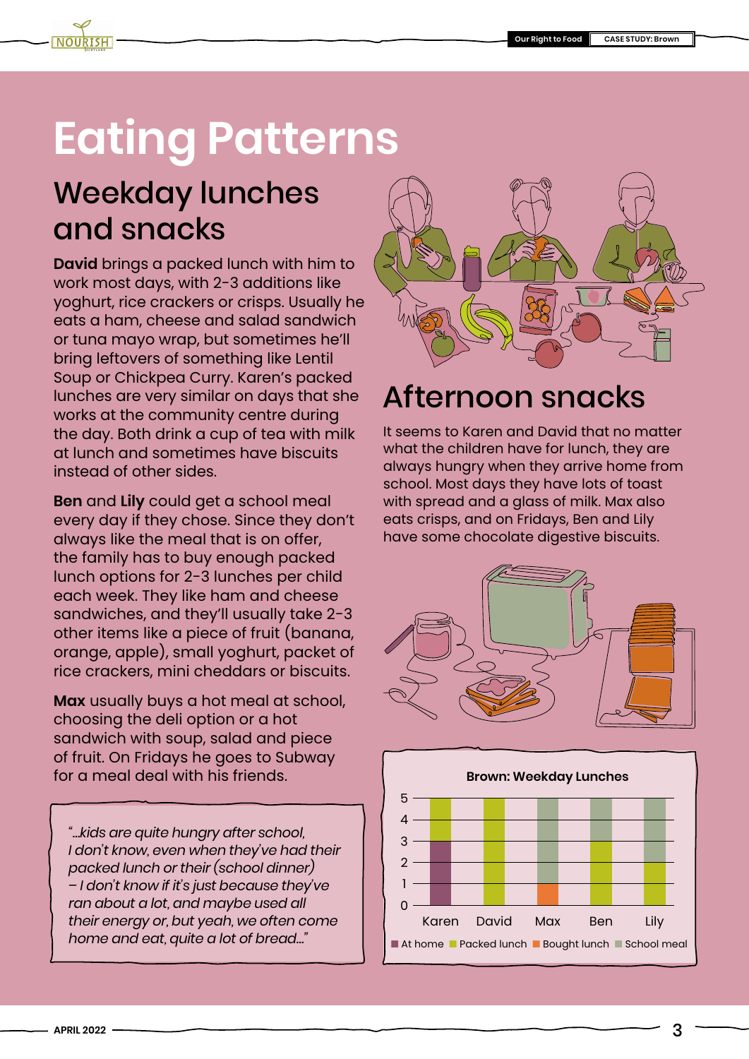# Eating Patterns

## Weekday lunches and snacks

**David** brings a packed lunch with him to work most days, with 2-3 additions like yoghurt, rice crackers or crisps. Usually he eats a ham, cheese and salad sandwich or tuna mayo wrap, but sometimes he'll bring leftovers of something like Lentil Soup or Chickpea Curry. Karen's packed lunches are very similar on days that she works at the community centre during the day. Both drink a cup of tea with milk at lunch and sometimes have biscuits instead of other sides.

**Ben** and **Lily** could get a school meal every day if they chose. Since they don't always like the meal that is on offer, the family has to buy enough packed lunch options for 2-3 lunches per child each week. They like ham and cheese sandwiches, and they'll usually take 2-3 other items like a piece of fruit (banana, orange, apple), small yoghurt, packet of rice crackers, mini cheddars or biscuits.

**Max** usually buys a hot meal at school, choosing the deli option or a hot sandwich with soup, salad and piece of fruit. On Fridays he goes to Subway for a meal deal with his friends.

> *"...kids are quite hungry after school, I don't know, even when they've had their packed lunch or their (school dinner) – I don't know if it's just because they've ran about a lot, and maybe used all their energy or, but yeah, we often come home and eat, quite a lot of bread..."*

## Afternoon snacks

It seems to Karen and David that no matter what the children have for lunch, they are always hungry when they arrive home from school. Most days they have lots of toast with spread and a glass of milk. Max also eats crisps, and on Fridays, Ben and Lily have some chocolate digestive biscuits.

**Brown: Weekday Lunches**

| | At home | Packed lunch | Bought lunch | School meal |
|---|---|---|---|---|
| Karen | 3 | 2 | | |
| David | | 5 | | |
| Max | | | 1 | 4 |
| Ben | | 3 | | 2 |
| Lily | | 2 | | 3 |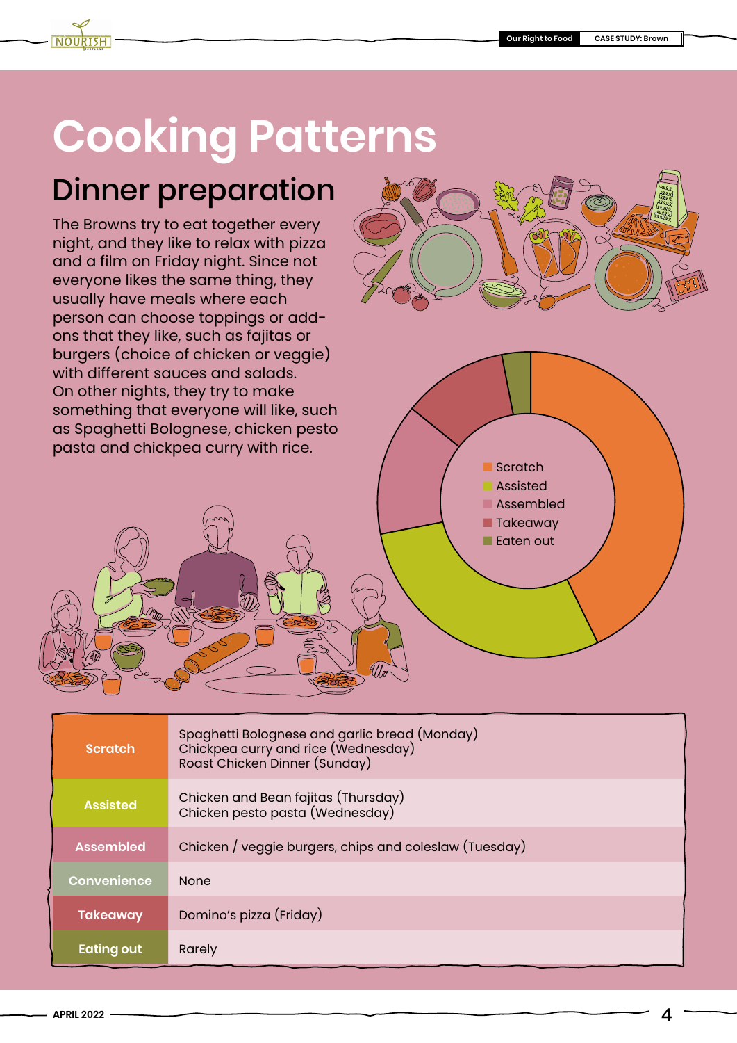# Cooking Patterns

## Dinner preparation

The Browns try to eat together every night, and they like to relax with pizza and a film on Friday night. Since not everyone likes the same thing, they usually have meals where each person can choose toppings or add-ons that they like, such as fajitas or burgers (choice of chicken or veggie) with different sauces and salads. On other nights, they try to make something that everyone will like, such as Spaghetti Bolognese, chicken pesto pasta and chickpea curry with rice.

- Scratch
- Assisted
- Assembled
- Takeaway
- Eaten out

| | |
|---|---|
| **Scratch** | Spaghetti Bolognese and garlic bread (Monday)<br>Chickpea curry and rice (Wednesday)<br>Roast Chicken Dinner (Sunday) |
| **Assisted** | Chicken and Bean fajitas (Thursday)<br>Chicken pesto pasta (Wednesday) |
| **Assembled** | Chicken / veggie burgers, chips and coleslaw (Tuesday) |
| **Convenience** | None |
| **Takeaway** | Domino's pizza (Friday) |
| **Eating out** | Rarely |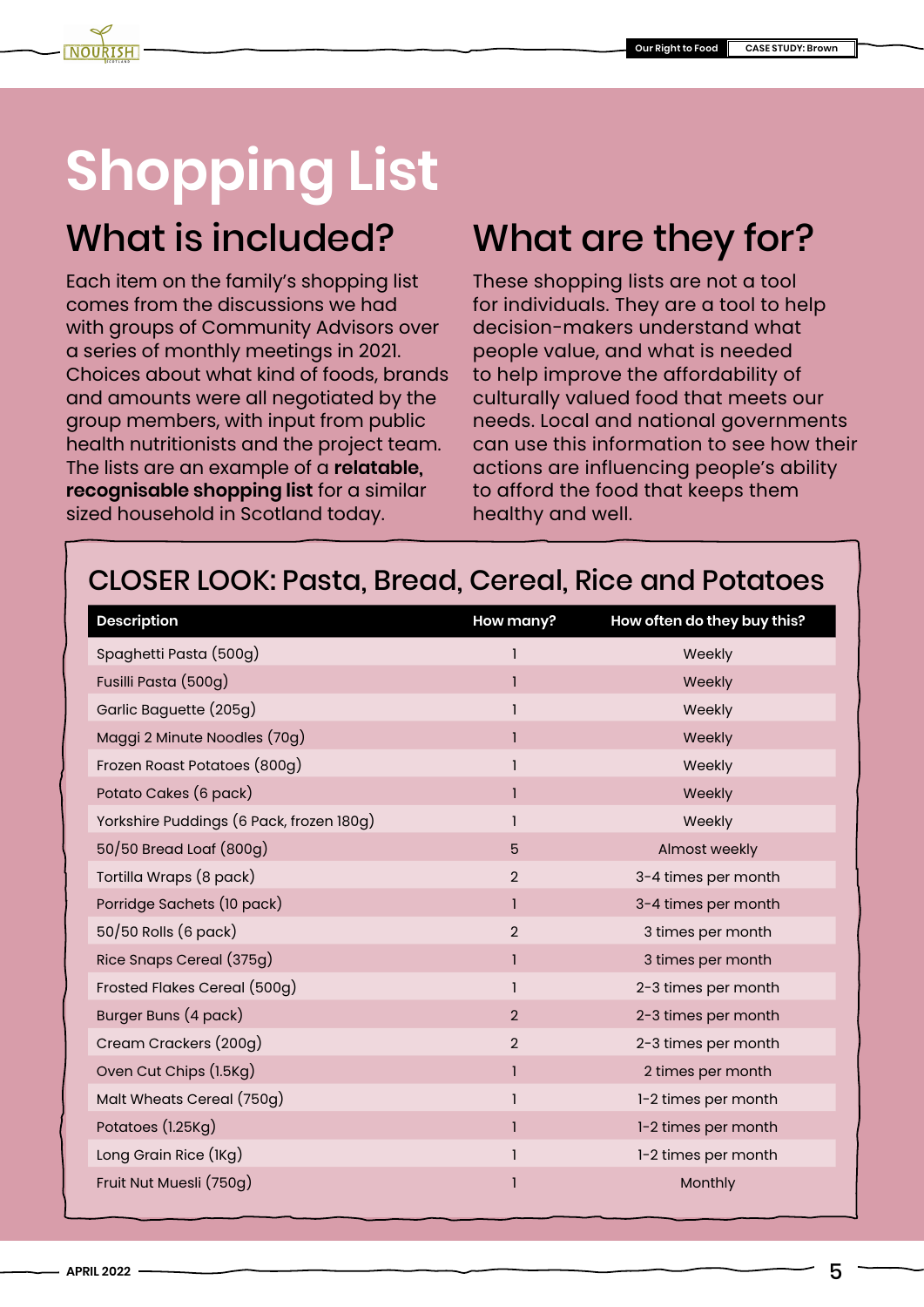# Shopping List

## What is included?

Each item on the family's shopping list comes from the discussions we had with groups of Community Advisors over a series of monthly meetings in 2021. Choices about what kind of foods, brands and amounts were all negotiated by the group members, with input from public health nutritionists and the project team. The lists are an example of a **relatable, recognisable shopping list** for a similar sized household in Scotland today.

## What are they for?

These shopping lists are not a tool for individuals. They are a tool to help decision-makers understand what people value, and what is needed to help improve the affordability of culturally valued food that meets our needs. Local and national governments can use this information to see how their actions are influencing people's ability to afford the food that keeps them healthy and well.

### CLOSER LOOK: Pasta, Bread, Cereal, Rice and Potatoes

| Description | How many? | How often do they buy this? |
|---|---|---|
| Spaghetti Pasta (500g) | 1 | Weekly |
| Fusilli Pasta (500g) | 1 | Weekly |
| Garlic Baguette (205g) | 1 | Weekly |
| Maggi 2 Minute Noodles (70g) | 1 | Weekly |
| Frozen Roast Potatoes (800g) | 1 | Weekly |
| Potato Cakes (6 pack) | 1 | Weekly |
| Yorkshire Puddings (6 Pack, frozen 180g) | 1 | Weekly |
| 50/50 Bread Loaf (800g) | 5 | Almost weekly |
| Tortilla Wraps (8 pack) | 2 | 3-4 times per month |
| Porridge Sachets (10 pack) | 1 | 3-4 times per month |
| 50/50 Rolls (6 pack) | 2 | 3 times per month |
| Rice Snaps Cereal (375g) | 1 | 3 times per month |
| Frosted Flakes Cereal (500g) | 1 | 2-3 times per month |
| Burger Buns (4 pack) | 2 | 2-3 times per month |
| Cream Crackers (200g) | 2 | 2-3 times per month |
| Oven Cut Chips (1.5Kg) | 1 | 2 times per month |
| Malt Wheats Cereal (750g) | 1 | 1-2 times per month |
| Potatoes (1.25Kg) | 1 | 1-2 times per month |
| Long Grain Rice (1Kg) | 1 | 1-2 times per month |
| Fruit Nut Muesli (750g) | 1 | Monthly |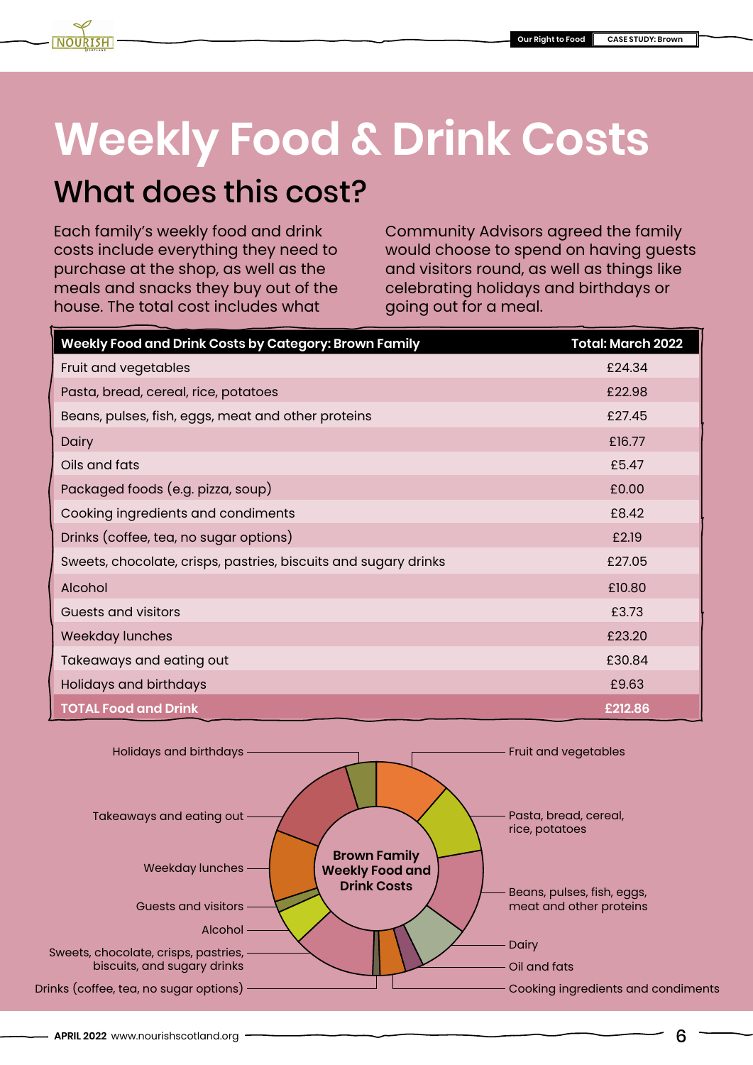# Weekly Food & Drink Costs

## What does this cost?

Each family's weekly food and drink costs include everything they need to purchase at the shop, as well as the meals and snacks they buy out of the house. The total cost includes what Community Advisors agreed the family would choose to spend on having guests and visitors round, as well as things like celebrating holidays and birthdays or going out for a meal.

| Weekly Food and Drink Costs by Category: Brown Family | Total: March 2022 |
|---|---|
| Fruit and vegetables | £24.34 |
| Pasta, bread, cereal, rice, potatoes | £22.98 |
| Beans, pulses, fish, eggs, meat and other proteins | £27.45 |
| Dairy | £16.77 |
| Oils and fats | £5.47 |
| Packaged foods (e.g. pizza, soup) | £0.00 |
| Cooking ingredients and condiments | £8.42 |
| Drinks (coffee, tea, no sugar options) | £2.19 |
| Sweets, chocolate, crisps, pastries, biscuits and sugary drinks | £27.05 |
| Alcohol | £10.80 |
| Guests and visitors | £3.73 |
| Weekday lunches | £23.20 |
| Takeaways and eating out | £30.84 |
| Holidays and birthdays | £9.63 |
| **TOTAL Food and Drink** | **£212.86** |

Brown Family Weekly Food and Drink Costs

Holidays and birthdays
Takeaways and eating out
Weekday lunches
Guests and visitors
Alcohol
Sweets, chocolate, crisps, pastries, biscuits, and sugary drinks
Drinks (coffee, tea, no sugar options)
Fruit and vegetables
Pasta, bread, cereal, rice, potatoes
Beans, pulses, fish, eggs, meat and other proteins
Dairy
Oil and fats
Cooking ingredients and condiments